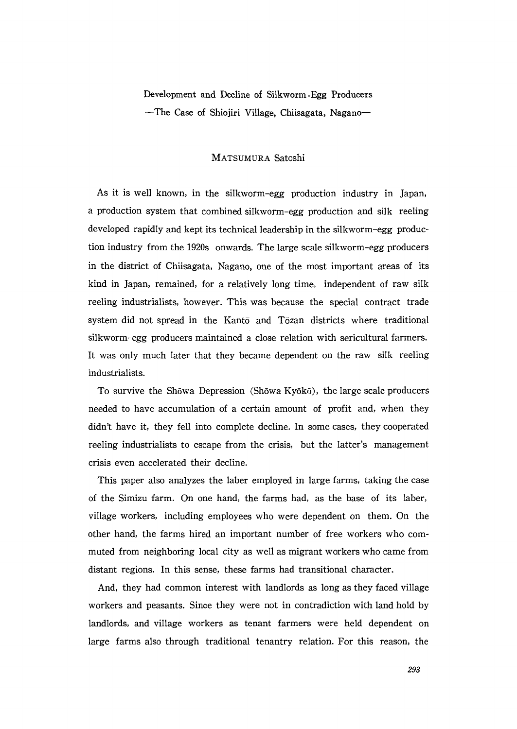# Development and Decline of Silkworm-Egg Producers
## —The Case of Shiojiri Village, Chiisagata, Nagano—

MATSUMURA Satoshi

As it is well known, in the silkworm-egg production industry in Japan, a production system that combined silkworm-egg production and silk reeling developed rapidly and kept its technical leadership in the silkworm-egg production industry from the 1920s onwards. The large scale silkworm-egg producers in the district of Chiisagata, Nagano, one of the most important areas of its kind in Japan, remained, for a relatively long time, independent of raw silk reeling industrialists, however. This was because the special contract trade system did not spread in the Kantō and Tōzan districts where traditional silkworm-egg producers maintained a close relation with sericultural farmers. It was only much later that they became dependent on the raw silk reeling industrialists.

To survive the Shōwa Depression (Shōwa Kyōkō), the large scale producers needed to have accumulation of a certain amount of profit and, when they didn't have it, they fell into complete decline. In some cases, they cooperated reeling industrialists to escape from the crisis, but the latter's management crisis even accelerated their decline.

This paper also analyzes the laber employed in large farms, taking the case of the Simizu farm. On one hand, the farms had, as the base of its laber, village workers, including employees who were dependent on them. On the other hand, the farms hired an important number of free workers who commuted from neighboring local city as well as migrant workers who came from distant regions. In this sense, these farms had transitional character.

And, they had common interest with landlords as long as they faced village workers and peasants. Since they were not in contradiction with land hold by landlords, and village workers as tenant farmers were held dependent on large farms also through traditional tenantry relation. For this reason, the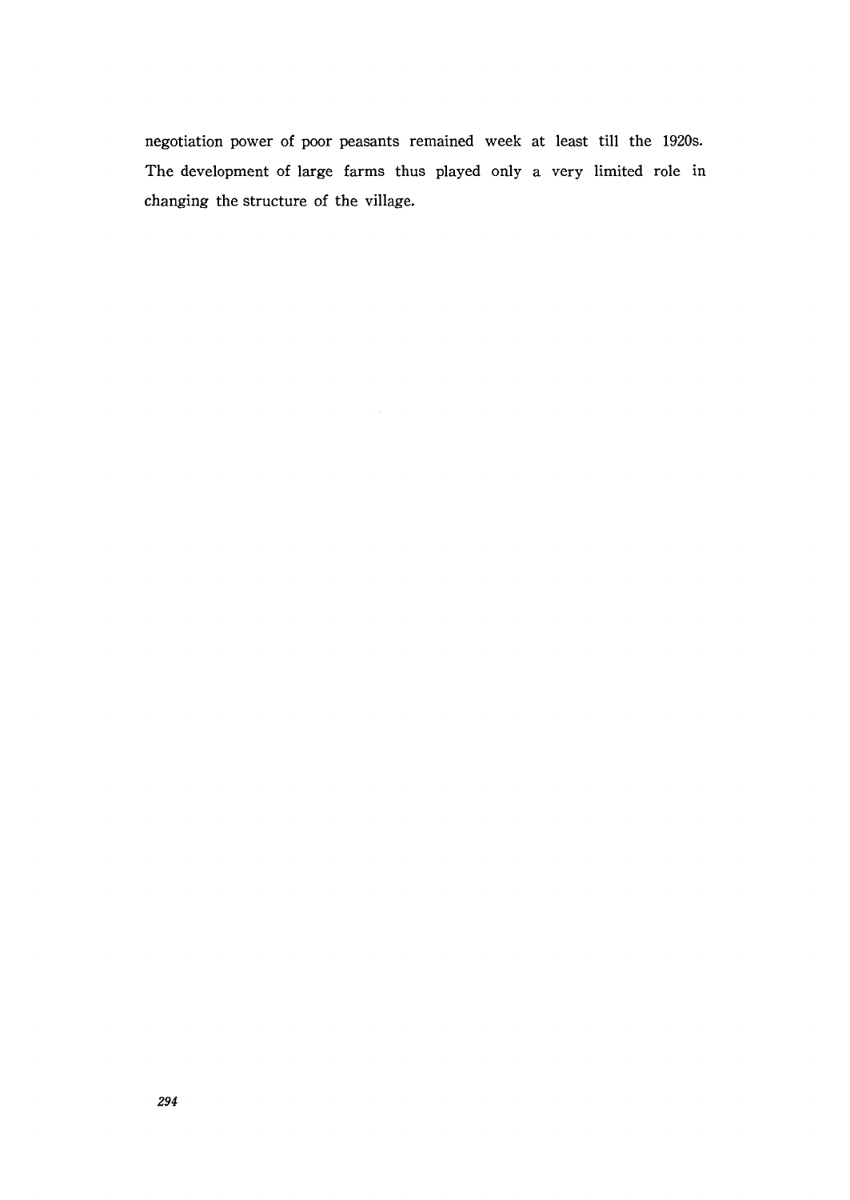negotiation power of poor peasants remained week at least till the 1920s. The development of large farms thus played only a very limited role in changing the structure of the village.